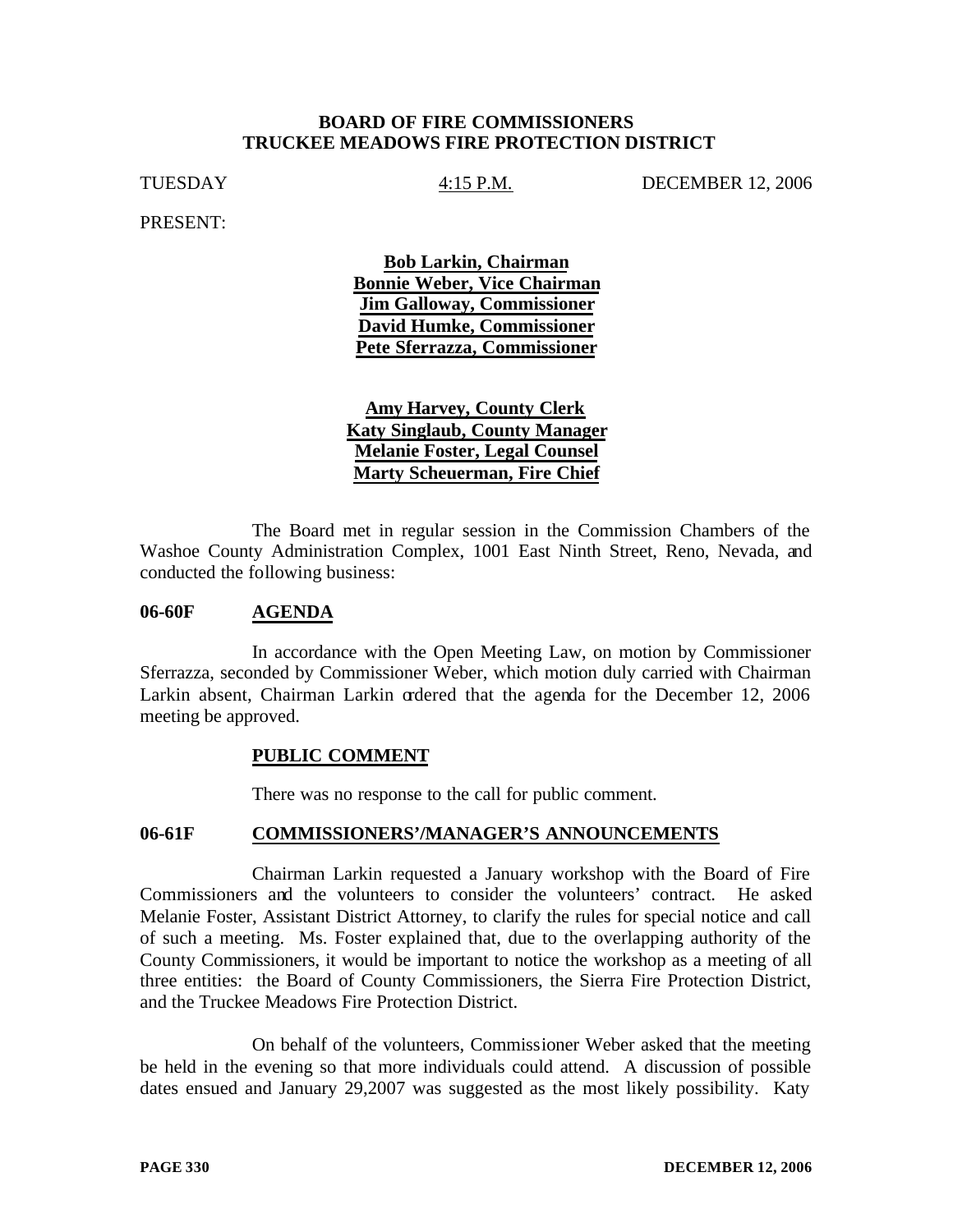**BOARD OF FIRE COMMISSIONERS**
**TRUCKEE MEADOWS FIRE PROTECTION DISTRICT**

TUESDAY 4:15 P.M. DECEMBER 12, 2006

PRESENT:

**Bob Larkin, Chairman**
**Bonnie Weber, Vice Chairman**
**Jim Galloway, Commissioner**
**David Humke, Commissioner**
**Pete Sferrazza, Commissioner**

**Amy Harvey, County Clerk**
**Katy Singlaub, County Manager**
**Melanie Foster, Legal Counsel**
**Marty Scheuerman, Fire Chief**

The Board met in regular session in the Commission Chambers of the Washoe County Administration Complex, 1001 East Ninth Street, Reno, Nevada, and conducted the following business:

## 06-60F AGENDA

In accordance with the Open Meeting Law, on motion by Commissioner Sferrazza, seconded by Commissioner Weber, which motion duly carried with Chairman Larkin absent, Chairman Larkin ordered that the agenda for the December 12, 2006 meeting be approved.

## PUBLIC COMMENT

There was no response to the call for public comment.

## 06-61F COMMISSIONERS'/MANAGER'S ANNOUNCEMENTS

Chairman Larkin requested a January workshop with the Board of Fire Commissioners and the volunteers to consider the volunteers' contract. He asked Melanie Foster, Assistant District Attorney, to clarify the rules for special notice and call of such a meeting. Ms. Foster explained that, due to the overlapping authority of the County Commissioners, it would be important to notice the workshop as a meeting of all three entities: the Board of County Commissioners, the Sierra Fire Protection District, and the Truckee Meadows Fire Protection District.

On behalf of the volunteers, Commissioner Weber asked that the meeting be held in the evening so that more individuals could attend. A discussion of possible dates ensued and January 29,2007 was suggested as the most likely possibility. Katy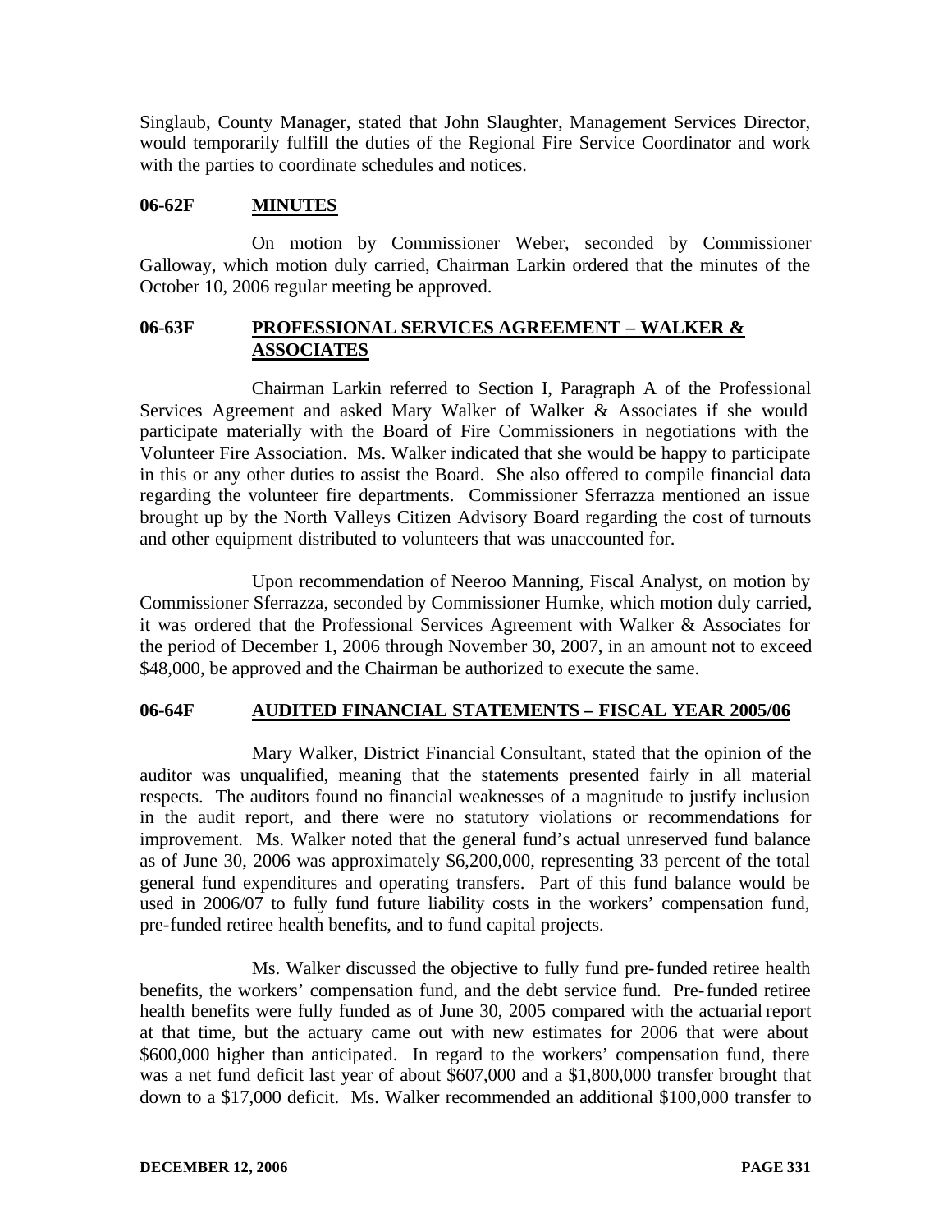Singlaub, County Manager, stated that John Slaughter, Management Services Director, would temporarily fulfill the duties of the Regional Fire Service Coordinator and work with the parties to coordinate schedules and notices.

## 06-62F **MINUTES**

On motion by Commissioner Weber, seconded by Commissioner Galloway, which motion duly carried, Chairman Larkin ordered that the minutes of the October 10, 2006 regular meeting be approved.

## 06-63F **PROFESSIONAL SERVICES AGREEMENT – WALKER & ASSOCIATES**

Chairman Larkin referred to Section I, Paragraph A of the Professional Services Agreement and asked Mary Walker of Walker & Associates if she would participate materially with the Board of Fire Commissioners in negotiations with the Volunteer Fire Association. Ms. Walker indicated that she would be happy to participate in this or any other duties to assist the Board. She also offered to compile financial data regarding the volunteer fire departments. Commissioner Sferrazza mentioned an issue brought up by the North Valleys Citizen Advisory Board regarding the cost of turnouts and other equipment distributed to volunteers that was unaccounted for.

Upon recommendation of Neeroo Manning, Fiscal Analyst, on motion by Commissioner Sferrazza, seconded by Commissioner Humke, which motion duly carried, it was ordered that the Professional Services Agreement with Walker & Associates for the period of December 1, 2006 through November 30, 2007, in an amount not to exceed $48,000, be approved and the Chairman be authorized to execute the same.

## 06-64F **AUDITED FINANCIAL STATEMENTS – FISCAL YEAR 2005/06**

Mary Walker, District Financial Consultant, stated that the opinion of the auditor was unqualified, meaning that the statements presented fairly in all material respects. The auditors found no financial weaknesses of a magnitude to justify inclusion in the audit report, and there were no statutory violations or recommendations for improvement. Ms. Walker noted that the general fund's actual unreserved fund balance as of June 30, 2006 was approximately $6,200,000, representing 33 percent of the total general fund expenditures and operating transfers. Part of this fund balance would be used in 2006/07 to fully fund future liability costs in the workers' compensation fund, pre-funded retiree health benefits, and to fund capital projects.

Ms. Walker discussed the objective to fully fund pre-funded retiree health benefits, the workers' compensation fund, and the debt service fund. Pre-funded retiree health benefits were fully funded as of June 30, 2005 compared with the actuarial report at that time, but the actuary came out with new estimates for 2006 that were about $600,000 higher than anticipated. In regard to the workers' compensation fund, there was a net fund deficit last year of about $607,000 and a $1,800,000 transfer brought that down to a $17,000 deficit. Ms. Walker recommended an additional $100,000 transfer to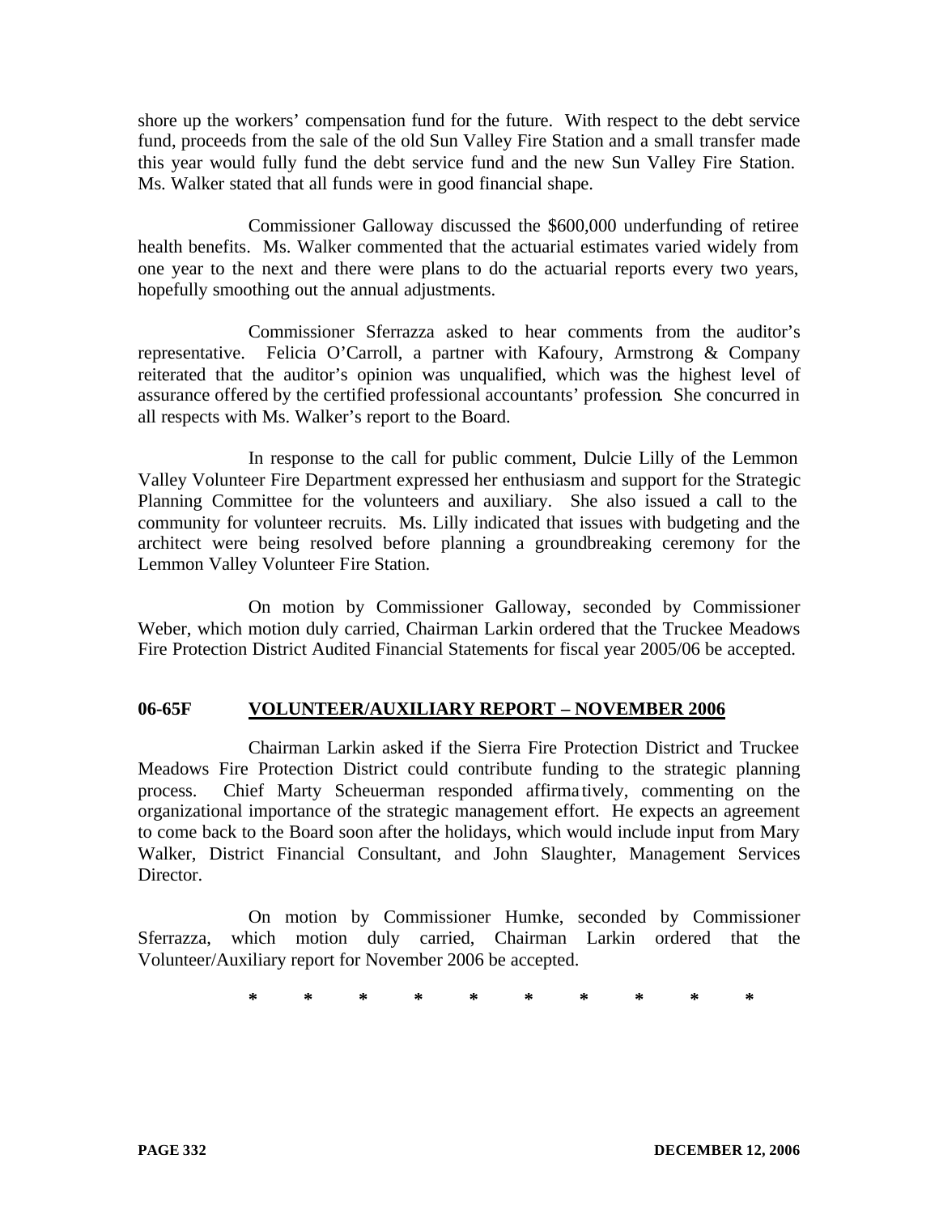shore up the workers' compensation fund for the future. With respect to the debt service fund, proceeds from the sale of the old Sun Valley Fire Station and a small transfer made this year would fully fund the debt service fund and the new Sun Valley Fire Station. Ms. Walker stated that all funds were in good financial shape.

Commissioner Galloway discussed the $600,000 underfunding of retiree health benefits. Ms. Walker commented that the actuarial estimates varied widely from one year to the next and there were plans to do the actuarial reports every two years, hopefully smoothing out the annual adjustments.

Commissioner Sferrazza asked to hear comments from the auditor's representative. Felicia O'Carroll, a partner with Kafoury, Armstrong & Company reiterated that the auditor's opinion was unqualified, which was the highest level of assurance offered by the certified professional accountants' profession. She concurred in all respects with Ms. Walker's report to the Board.

In response to the call for public comment, Dulcie Lilly of the Lemmon Valley Volunteer Fire Department expressed her enthusiasm and support for the Strategic Planning Committee for the volunteers and auxiliary. She also issued a call to the community for volunteer recruits. Ms. Lilly indicated that issues with budgeting and the architect were being resolved before planning a groundbreaking ceremony for the Lemmon Valley Volunteer Fire Station.

On motion by Commissioner Galloway, seconded by Commissioner Weber, which motion duly carried, Chairman Larkin ordered that the Truckee Meadows Fire Protection District Audited Financial Statements for fiscal year 2005/06 be accepted.

**06-65F VOLUNTEER/AUXILIARY REPORT – NOVEMBER 2006**

Chairman Larkin asked if the Sierra Fire Protection District and Truckee Meadows Fire Protection District could contribute funding to the strategic planning process. Chief Marty Scheuerman responded affirmatively, commenting on the organizational importance of the strategic management effort. He expects an agreement to come back to the Board soon after the holidays, which would include input from Mary Walker, District Financial Consultant, and John Slaughter, Management Services Director.

On motion by Commissioner Humke, seconded by Commissioner Sferrazza, which motion duly carried, Chairman Larkin ordered that the Volunteer/Auxiliary report for November 2006 be accepted.

* * * * * * * * * *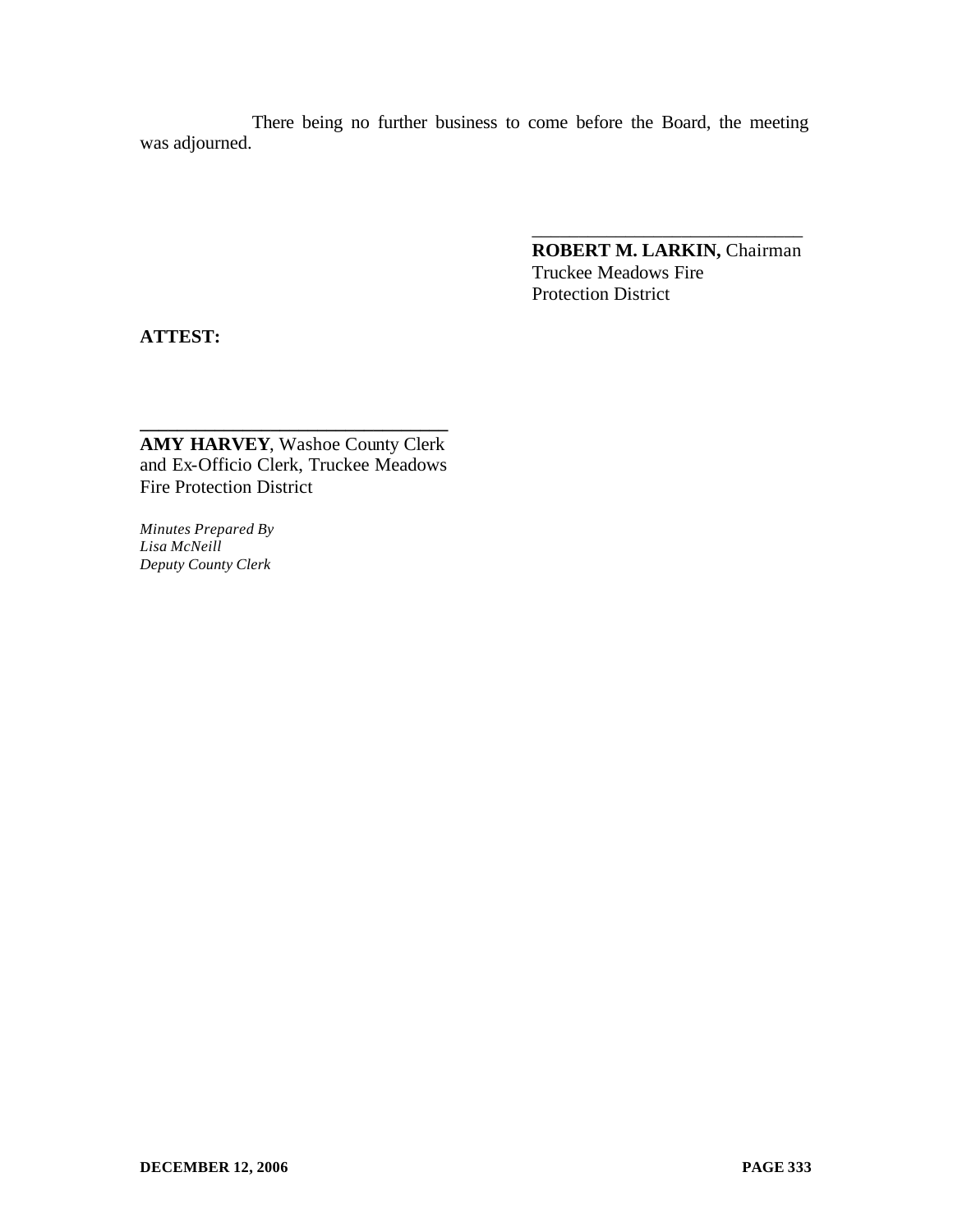There being no further business to come before the Board, the meeting was adjourned.

_____________________________
**ROBERT M. LARKIN,** Chairman
Truckee Meadows Fire
Protection District

**ATTEST:**

_____________________________
**AMY HARVEY**, Washoe County Clerk
and Ex-Officio Clerk, Truckee Meadows
Fire Protection District

*Minutes Prepared By*
*Lisa McNeill*
*Deputy County Clerk*